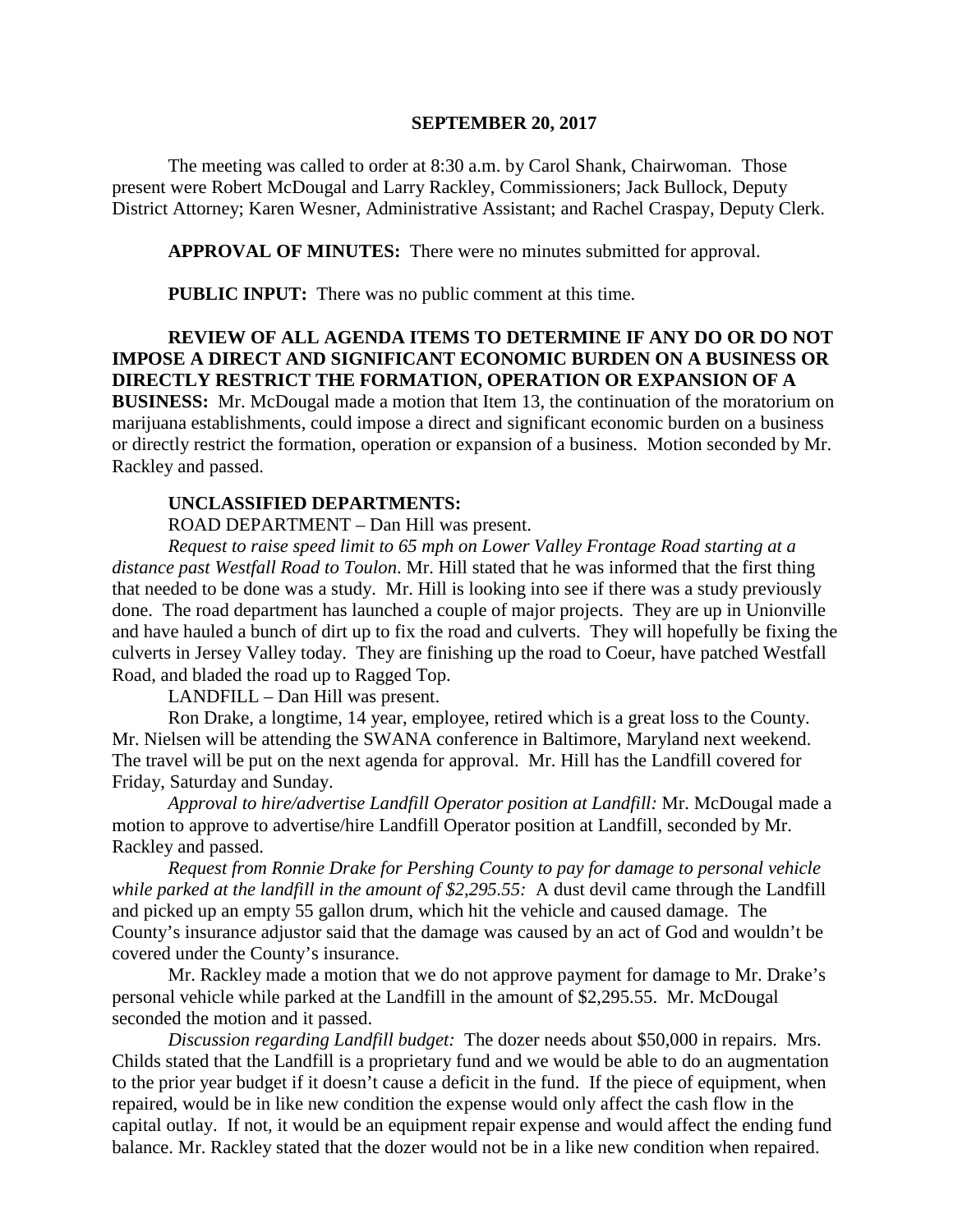**SEPTEMBER 20, 2017**

The meeting was called to order at 8:30 a.m. by Carol Shank, Chairwoman. Those present were Robert McDougal and Larry Rackley, Commissioners; Jack Bullock, Deputy District Attorney; Karen Wesner, Administrative Assistant; and Rachel Craspay, Deputy Clerk.

**APPROVAL OF MINUTES:** There were no minutes submitted for approval.

**PUBLIC INPUT:** There was no public comment at this time.

**REVIEW OF ALL AGENDA ITEMS TO DETERMINE IF ANY DO OR DO NOT IMPOSE A DIRECT AND SIGNIFICANT ECONOMIC BURDEN ON A BUSINESS OR DIRECTLY RESTRICT THE FORMATION, OPERATION OR EXPANSION OF A BUSINESS:** Mr. McDougal made a motion that Item 13, the continuation of the moratorium on marijuana establishments, could impose a direct and significant economic burden on a business or directly restrict the formation, operation or expansion of a business. Motion seconded by Mr. Rackley and passed.

**UNCLASSIFIED DEPARTMENTS:**

ROAD DEPARTMENT – Dan Hill was present.

*Request to raise speed limit to 65 mph on Lower Valley Frontage Road starting at a distance past Westfall Road to Toulon*. Mr. Hill stated that he was informed that the first thing that needed to be done was a study. Mr. Hill is looking into see if there was a study previously done. The road department has launched a couple of major projects. They are up in Unionville and have hauled a bunch of dirt up to fix the road and culverts. They will hopefully be fixing the culverts in Jersey Valley today. They are finishing up the road to Coeur, have patched Westfall Road, and bladed the road up to Ragged Top.

LANDFILL – Dan Hill was present.

Ron Drake, a longtime, 14 year, employee, retired which is a great loss to the County. Mr. Nielsen will be attending the SWANA conference in Baltimore, Maryland next weekend. The travel will be put on the next agenda for approval. Mr. Hill has the Landfill covered for Friday, Saturday and Sunday.

*Approval to hire/advertise Landfill Operator position at Landfill:* Mr. McDougal made a motion to approve to advertise/hire Landfill Operator position at Landfill, seconded by Mr. Rackley and passed.

*Request from Ronnie Drake for Pershing County to pay for damage to personal vehicle while parked at the landfill in the amount of $2,295.55:* A dust devil came through the Landfill and picked up an empty 55 gallon drum, which hit the vehicle and caused damage. The County's insurance adjustor said that the damage was caused by an act of God and wouldn't be covered under the County's insurance.

Mr. Rackley made a motion that we do not approve payment for damage to Mr. Drake's personal vehicle while parked at the Landfill in the amount of $2,295.55. Mr. McDougal seconded the motion and it passed.

*Discussion regarding Landfill budget:* The dozer needs about $50,000 in repairs. Mrs. Childs stated that the Landfill is a proprietary fund and we would be able to do an augmentation to the prior year budget if it doesn't cause a deficit in the fund. If the piece of equipment, when repaired, would be in like new condition the expense would only affect the cash flow in the capital outlay. If not, it would be an equipment repair expense and would affect the ending fund balance. Mr. Rackley stated that the dozer would not be in a like new condition when repaired.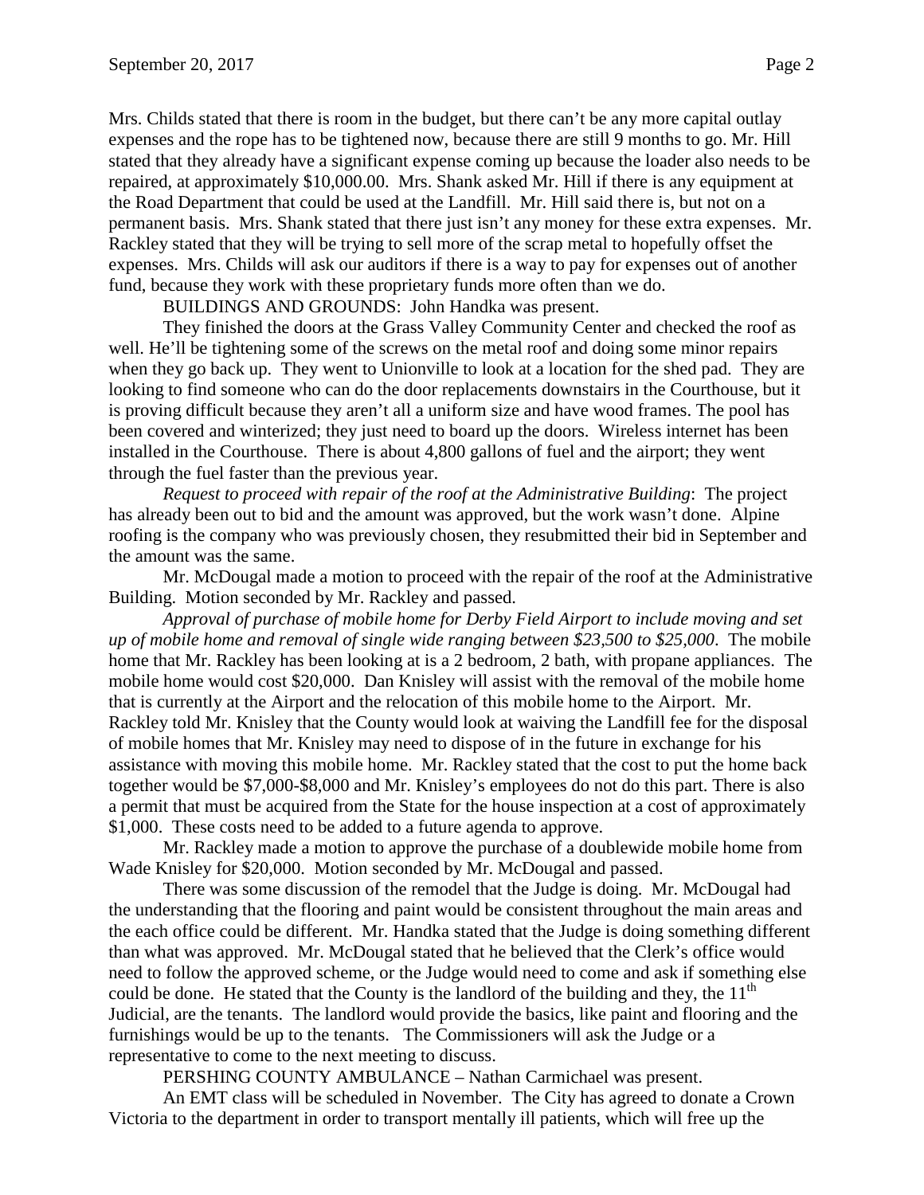Mrs. Childs stated that there is room in the budget, but there can't be any more capital outlay expenses and the rope has to be tightened now, because there are still 9 months to go. Mr. Hill stated that they already have a significant expense coming up because the loader also needs to be repaired, at approximately $10,000.00. Mrs. Shank asked Mr. Hill if there is any equipment at the Road Department that could be used at the Landfill. Mr. Hill said there is, but not on a permanent basis. Mrs. Shank stated that there just isn't any money for these extra expenses. Mr. Rackley stated that they will be trying to sell more of the scrap metal to hopefully offset the expenses. Mrs. Childs will ask our auditors if there is a way to pay for expenses out of another fund, because they work with these proprietary funds more often than we do.

BUILDINGS AND GROUNDS: John Handka was present.

They finished the doors at the Grass Valley Community Center and checked the roof as well. He'll be tightening some of the screws on the metal roof and doing some minor repairs when they go back up. They went to Unionville to look at a location for the shed pad. They are looking to find someone who can do the door replacements downstairs in the Courthouse, but it is proving difficult because they aren't all a uniform size and have wood frames. The pool has been covered and winterized; they just need to board up the doors. Wireless internet has been installed in the Courthouse. There is about 4,800 gallons of fuel and the airport; they went through the fuel faster than the previous year.

*Request to proceed with repair of the roof at the Administrative Building*: The project has already been out to bid and the amount was approved, but the work wasn't done. Alpine roofing is the company who was previously chosen, they resubmitted their bid in September and the amount was the same.

Mr. McDougal made a motion to proceed with the repair of the roof at the Administrative Building. Motion seconded by Mr. Rackley and passed.

*Approval of purchase of mobile home for Derby Field Airport to include moving and set up of mobile home and removal of single wide ranging between $23,500 to $25,000*. The mobile home that Mr. Rackley has been looking at is a 2 bedroom, 2 bath, with propane appliances. The mobile home would cost $20,000. Dan Knisley will assist with the removal of the mobile home that is currently at the Airport and the relocation of this mobile home to the Airport. Mr. Rackley told Mr. Knisley that the County would look at waiving the Landfill fee for the disposal of mobile homes that Mr. Knisley may need to dispose of in the future in exchange for his assistance with moving this mobile home. Mr. Rackley stated that the cost to put the home back together would be $7,000-$8,000 and Mr. Knisley's employees do not do this part. There is also a permit that must be acquired from the State for the house inspection at a cost of approximately $1,000. These costs need to be added to a future agenda to approve.

Mr. Rackley made a motion to approve the purchase of a doublewide mobile home from Wade Knisley for $20,000. Motion seconded by Mr. McDougal and passed.

There was some discussion of the remodel that the Judge is doing. Mr. McDougal had the understanding that the flooring and paint would be consistent throughout the main areas and the each office could be different. Mr. Handka stated that the Judge is doing something different than what was approved. Mr. McDougal stated that he believed that the Clerk's office would need to follow the approved scheme, or the Judge would need to come and ask if something else could be done. He stated that the County is the landlord of the building and they, the 11th Judicial, are the tenants. The landlord would provide the basics, like paint and flooring and the furnishings would be up to the tenants. The Commissioners will ask the Judge or a representative to come to the next meeting to discuss.

PERSHING COUNTY AMBULANCE – Nathan Carmichael was present.

An EMT class will be scheduled in November. The City has agreed to donate a Crown Victoria to the department in order to transport mentally ill patients, which will free up the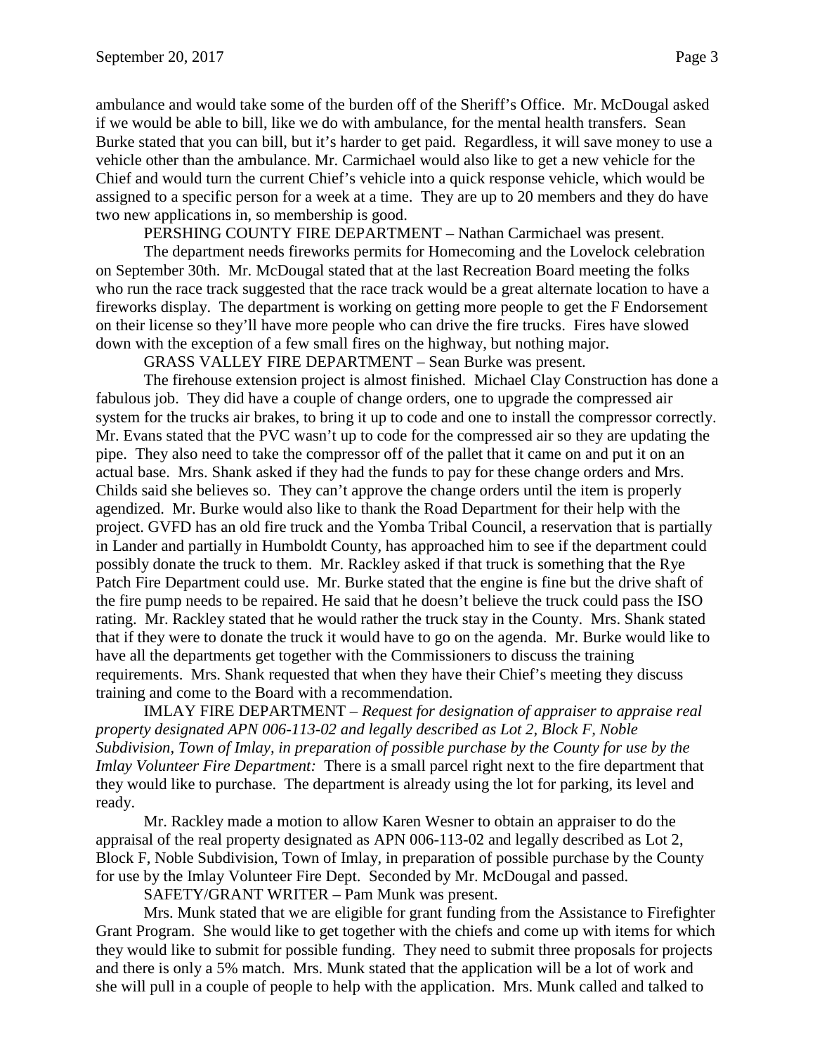ambulance and would take some of the burden off of the Sheriff's Office. Mr. McDougal asked if we would be able to bill, like we do with ambulance, for the mental health transfers. Sean Burke stated that you can bill, but it's harder to get paid. Regardless, it will save money to use a vehicle other than the ambulance. Mr. Carmichael would also like to get a new vehicle for the Chief and would turn the current Chief's vehicle into a quick response vehicle, which would be assigned to a specific person for a week at a time. They are up to 20 members and they do have two new applications in, so membership is good.

PERSHING COUNTY FIRE DEPARTMENT – Nathan Carmichael was present.

The department needs fireworks permits for Homecoming and the Lovelock celebration on September 30th. Mr. McDougal stated that at the last Recreation Board meeting the folks who run the race track suggested that the race track would be a great alternate location to have a fireworks display. The department is working on getting more people to get the F Endorsement on their license so they'll have more people who can drive the fire trucks. Fires have slowed down with the exception of a few small fires on the highway, but nothing major.

GRASS VALLEY FIRE DEPARTMENT – Sean Burke was present.

The firehouse extension project is almost finished. Michael Clay Construction has done a fabulous job. They did have a couple of change orders, one to upgrade the compressed air system for the trucks air brakes, to bring it up to code and one to install the compressor correctly. Mr. Evans stated that the PVC wasn't up to code for the compressed air so they are updating the pipe. They also need to take the compressor off of the pallet that it came on and put it on an actual base. Mrs. Shank asked if they had the funds to pay for these change orders and Mrs. Childs said she believes so. They can't approve the change orders until the item is properly agendized. Mr. Burke would also like to thank the Road Department for their help with the project. GVFD has an old fire truck and the Yomba Tribal Council, a reservation that is partially in Lander and partially in Humboldt County, has approached him to see if the department could possibly donate the truck to them. Mr. Rackley asked if that truck is something that the Rye Patch Fire Department could use. Mr. Burke stated that the engine is fine but the drive shaft of the fire pump needs to be repaired. He said that he doesn't believe the truck could pass the ISO rating. Mr. Rackley stated that he would rather the truck stay in the County. Mrs. Shank stated that if they were to donate the truck it would have to go on the agenda. Mr. Burke would like to have all the departments get together with the Commissioners to discuss the training requirements. Mrs. Shank requested that when they have their Chief's meeting they discuss training and come to the Board with a recommendation.

IMLAY FIRE DEPARTMENT – *Request for designation of appraiser to appraise real property designated APN 006-113-02 and legally described as Lot 2, Block F, Noble Subdivision, Town of Imlay, in preparation of possible purchase by the County for use by the Imlay Volunteer Fire Department:* There is a small parcel right next to the fire department that they would like to purchase. The department is already using the lot for parking, its level and ready.

Mr. Rackley made a motion to allow Karen Wesner to obtain an appraiser to do the appraisal of the real property designated as APN 006-113-02 and legally described as Lot 2, Block F, Noble Subdivision, Town of Imlay, in preparation of possible purchase by the County for use by the Imlay Volunteer Fire Dept. Seconded by Mr. McDougal and passed.

SAFETY/GRANT WRITER – Pam Munk was present.

Mrs. Munk stated that we are eligible for grant funding from the Assistance to Firefighter Grant Program. She would like to get together with the chiefs and come up with items for which they would like to submit for possible funding. They need to submit three proposals for projects and there is only a 5% match. Mrs. Munk stated that the application will be a lot of work and she will pull in a couple of people to help with the application. Mrs. Munk called and talked to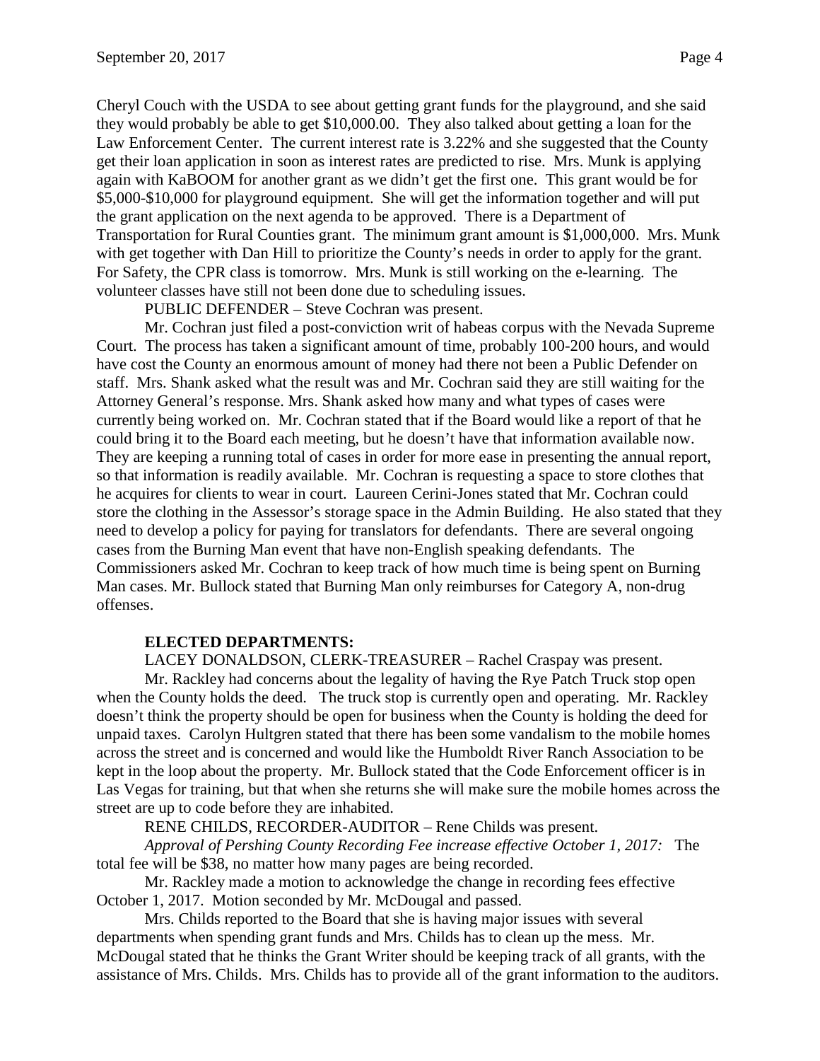Cheryl Couch with the USDA to see about getting grant funds for the playground, and she said they would probably be able to get $10,000.00. They also talked about getting a loan for the Law Enforcement Center. The current interest rate is 3.22% and she suggested that the County get their loan application in soon as interest rates are predicted to rise. Mrs. Munk is applying again with KaBOOM for another grant as we didn't get the first one. This grant would be for $5,000-$10,000 for playground equipment. She will get the information together and will put the grant application on the next agenda to be approved. There is a Department of Transportation for Rural Counties grant. The minimum grant amount is $1,000,000. Mrs. Munk with get together with Dan Hill to prioritize the County's needs in order to apply for the grant. For Safety, the CPR class is tomorrow. Mrs. Munk is still working on the e-learning. The volunteer classes have still not been done due to scheduling issues.

PUBLIC DEFENDER – Steve Cochran was present.

Mr. Cochran just filed a post-conviction writ of habeas corpus with the Nevada Supreme Court. The process has taken a significant amount of time, probably 100-200 hours, and would have cost the County an enormous amount of money had there not been a Public Defender on staff. Mrs. Shank asked what the result was and Mr. Cochran said they are still waiting for the Attorney General's response. Mrs. Shank asked how many and what types of cases were currently being worked on. Mr. Cochran stated that if the Board would like a report of that he could bring it to the Board each meeting, but he doesn't have that information available now. They are keeping a running total of cases in order for more ease in presenting the annual report, so that information is readily available. Mr. Cochran is requesting a space to store clothes that he acquires for clients to wear in court. Laureen Cerini-Jones stated that Mr. Cochran could store the clothing in the Assessor's storage space in the Admin Building. He also stated that they need to develop a policy for paying for translators for defendants. There are several ongoing cases from the Burning Man event that have non-English speaking defendants. The Commissioners asked Mr. Cochran to keep track of how much time is being spent on Burning Man cases. Mr. Bullock stated that Burning Man only reimburses for Category A, non-drug offenses.

**ELECTED DEPARTMENTS:**

LACEY DONALDSON, CLERK-TREASURER – Rachel Craspay was present.

Mr. Rackley had concerns about the legality of having the Rye Patch Truck stop open when the County holds the deed. The truck stop is currently open and operating. Mr. Rackley doesn't think the property should be open for business when the County is holding the deed for unpaid taxes. Carolyn Hultgren stated that there has been some vandalism to the mobile homes across the street and is concerned and would like the Humboldt River Ranch Association to be kept in the loop about the property. Mr. Bullock stated that the Code Enforcement officer is in Las Vegas for training, but that when she returns she will make sure the mobile homes across the street are up to code before they are inhabited.

RENE CHILDS, RECORDER-AUDITOR – Rene Childs was present.

*Approval of Pershing County Recording Fee increase effective October 1, 2017:* The total fee will be $38, no matter how many pages are being recorded.

Mr. Rackley made a motion to acknowledge the change in recording fees effective October 1, 2017. Motion seconded by Mr. McDougal and passed.

Mrs. Childs reported to the Board that she is having major issues with several departments when spending grant funds and Mrs. Childs has to clean up the mess. Mr. McDougal stated that he thinks the Grant Writer should be keeping track of all grants, with the assistance of Mrs. Childs. Mrs. Childs has to provide all of the grant information to the auditors.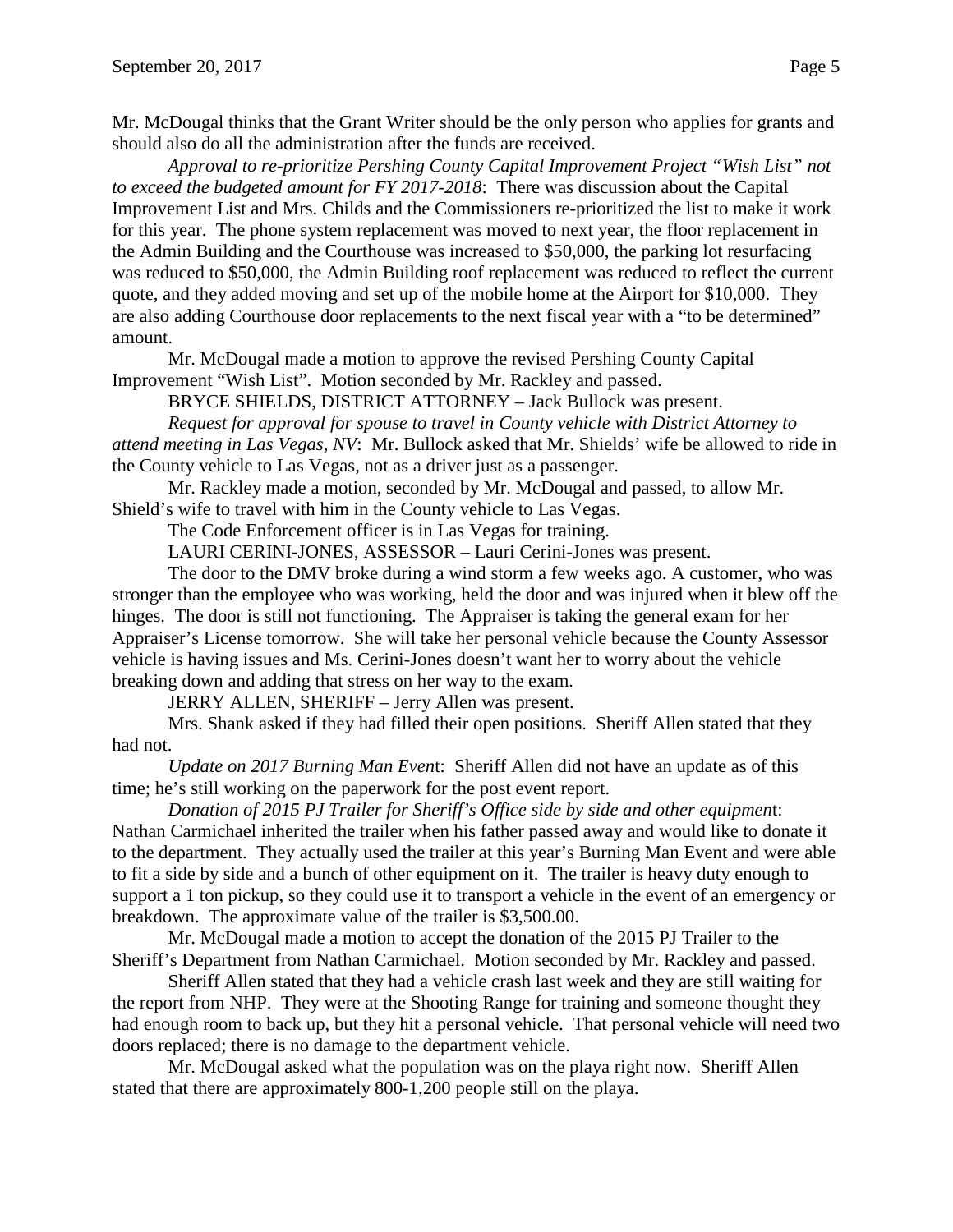Mr. McDougal thinks that the Grant Writer should be the only person who applies for grants and should also do all the administration after the funds are received.

*Approval to re-prioritize Pershing County Capital Improvement Project "Wish List" not to exceed the budgeted amount for FY 2017-2018*: There was discussion about the Capital Improvement List and Mrs. Childs and the Commissioners re-prioritized the list to make it work for this year. The phone system replacement was moved to next year, the floor replacement in the Admin Building and the Courthouse was increased to $50,000, the parking lot resurfacing was reduced to $50,000, the Admin Building roof replacement was reduced to reflect the current quote, and they added moving and set up of the mobile home at the Airport for $10,000. They are also adding Courthouse door replacements to the next fiscal year with a "to be determined" amount.

Mr. McDougal made a motion to approve the revised Pershing County Capital Improvement "Wish List". Motion seconded by Mr. Rackley and passed.

BRYCE SHIELDS, DISTRICT ATTORNEY – Jack Bullock was present.

*Request for approval for spouse to travel in County vehicle with District Attorney to attend meeting in Las Vegas, NV*: Mr. Bullock asked that Mr. Shields' wife be allowed to ride in the County vehicle to Las Vegas, not as a driver just as a passenger.

Mr. Rackley made a motion, seconded by Mr. McDougal and passed, to allow Mr. Shield's wife to travel with him in the County vehicle to Las Vegas.

The Code Enforcement officer is in Las Vegas for training.

LAURI CERINI-JONES, ASSESSOR – Lauri Cerini-Jones was present.

The door to the DMV broke during a wind storm a few weeks ago. A customer, who was stronger than the employee who was working, held the door and was injured when it blew off the hinges. The door is still not functioning. The Appraiser is taking the general exam for her Appraiser's License tomorrow. She will take her personal vehicle because the County Assessor vehicle is having issues and Ms. Cerini-Jones doesn't want her to worry about the vehicle breaking down and adding that stress on her way to the exam.

JERRY ALLEN, SHERIFF – Jerry Allen was present.

Mrs. Shank asked if they had filled their open positions. Sheriff Allen stated that they had not.

*Update on 2017 Burning Man Event*: Sheriff Allen did not have an update as of this time; he's still working on the paperwork for the post event report.

*Donation of 2015 PJ Trailer for Sheriff's Office side by side and other equipment*: Nathan Carmichael inherited the trailer when his father passed away and would like to donate it to the department. They actually used the trailer at this year's Burning Man Event and were able to fit a side by side and a bunch of other equipment on it. The trailer is heavy duty enough to support a 1 ton pickup, so they could use it to transport a vehicle in the event of an emergency or breakdown. The approximate value of the trailer is $3,500.00.

Mr. McDougal made a motion to accept the donation of the 2015 PJ Trailer to the Sheriff's Department from Nathan Carmichael. Motion seconded by Mr. Rackley and passed.

Sheriff Allen stated that they had a vehicle crash last week and they are still waiting for the report from NHP. They were at the Shooting Range for training and someone thought they had enough room to back up, but they hit a personal vehicle. That personal vehicle will need two doors replaced; there is no damage to the department vehicle.

Mr. McDougal asked what the population was on the playa right now. Sheriff Allen stated that there are approximately 800-1,200 people still on the playa.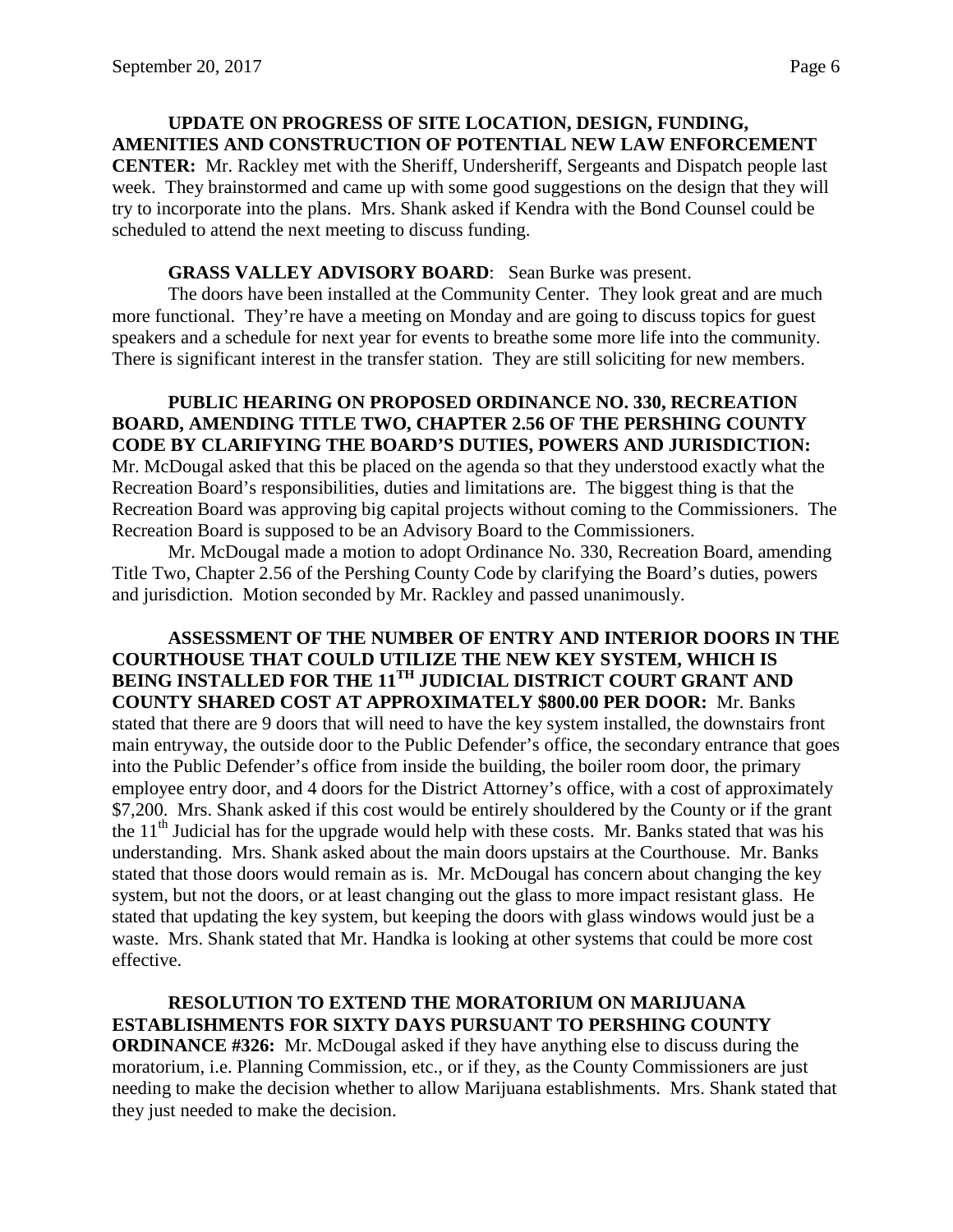**UPDATE ON PROGRESS OF SITE LOCATION, DESIGN, FUNDING, AMENITIES AND CONSTRUCTION OF POTENTIAL NEW LAW ENFORCEMENT CENTER:** Mr. Rackley met with the Sheriff, Undersheriff, Sergeants and Dispatch people last week. They brainstormed and came up with some good suggestions on the design that they will try to incorporate into the plans. Mrs. Shank asked if Kendra with the Bond Counsel could be scheduled to attend the next meeting to discuss funding.

**GRASS VALLEY ADVISORY BOARD**: Sean Burke was present.

The doors have been installed at the Community Center. They look great and are much more functional. They're have a meeting on Monday and are going to discuss topics for guest speakers and a schedule for next year for events to breathe some more life into the community. There is significant interest in the transfer station. They are still soliciting for new members.

**PUBLIC HEARING ON PROPOSED ORDINANCE NO. 330, RECREATION BOARD, AMENDING TITLE TWO, CHAPTER 2.56 OF THE PERSHING COUNTY CODE BY CLARIFYING THE BOARD'S DUTIES, POWERS AND JURISDICTION:** Mr. McDougal asked that this be placed on the agenda so that they understood exactly what the Recreation Board's responsibilities, duties and limitations are. The biggest thing is that the Recreation Board was approving big capital projects without coming to the Commissioners. The Recreation Board is supposed to be an Advisory Board to the Commissioners.

Mr. McDougal made a motion to adopt Ordinance No. 330, Recreation Board, amending Title Two, Chapter 2.56 of the Pershing County Code by clarifying the Board's duties, powers and jurisdiction. Motion seconded by Mr. Rackley and passed unanimously.

**ASSESSMENT OF THE NUMBER OF ENTRY AND INTERIOR DOORS IN THE COURTHOUSE THAT COULD UTILIZE THE NEW KEY SYSTEM, WHICH IS BEING INSTALLED FOR THE 11TH JUDICIAL DISTRICT COURT GRANT AND COUNTY SHARED COST AT APPROXIMATELY $800.00 PER DOOR:** Mr. Banks stated that there are 9 doors that will need to have the key system installed, the downstairs front main entryway, the outside door to the Public Defender's office, the secondary entrance that goes into the Public Defender's office from inside the building, the boiler room door, the primary employee entry door, and 4 doors for the District Attorney's office, with a cost of approximately $7,200. Mrs. Shank asked if this cost would be entirely shouldered by the County or if the grant the 11th Judicial has for the upgrade would help with these costs. Mr. Banks stated that was his understanding. Mrs. Shank asked about the main doors upstairs at the Courthouse. Mr. Banks stated that those doors would remain as is. Mr. McDougal has concern about changing the key system, but not the doors, or at least changing out the glass to more impact resistant glass. He stated that updating the key system, but keeping the doors with glass windows would just be a waste. Mrs. Shank stated that Mr. Handka is looking at other systems that could be more cost effective.

**RESOLUTION TO EXTEND THE MORATORIUM ON MARIJUANA ESTABLISHMENTS FOR SIXTY DAYS PURSUANT TO PERSHING COUNTY ORDINANCE #326:** Mr. McDougal asked if they have anything else to discuss during the moratorium, i.e. Planning Commission, etc., or if they, as the County Commissioners are just needing to make the decision whether to allow Marijuana establishments. Mrs. Shank stated that they just needed to make the decision.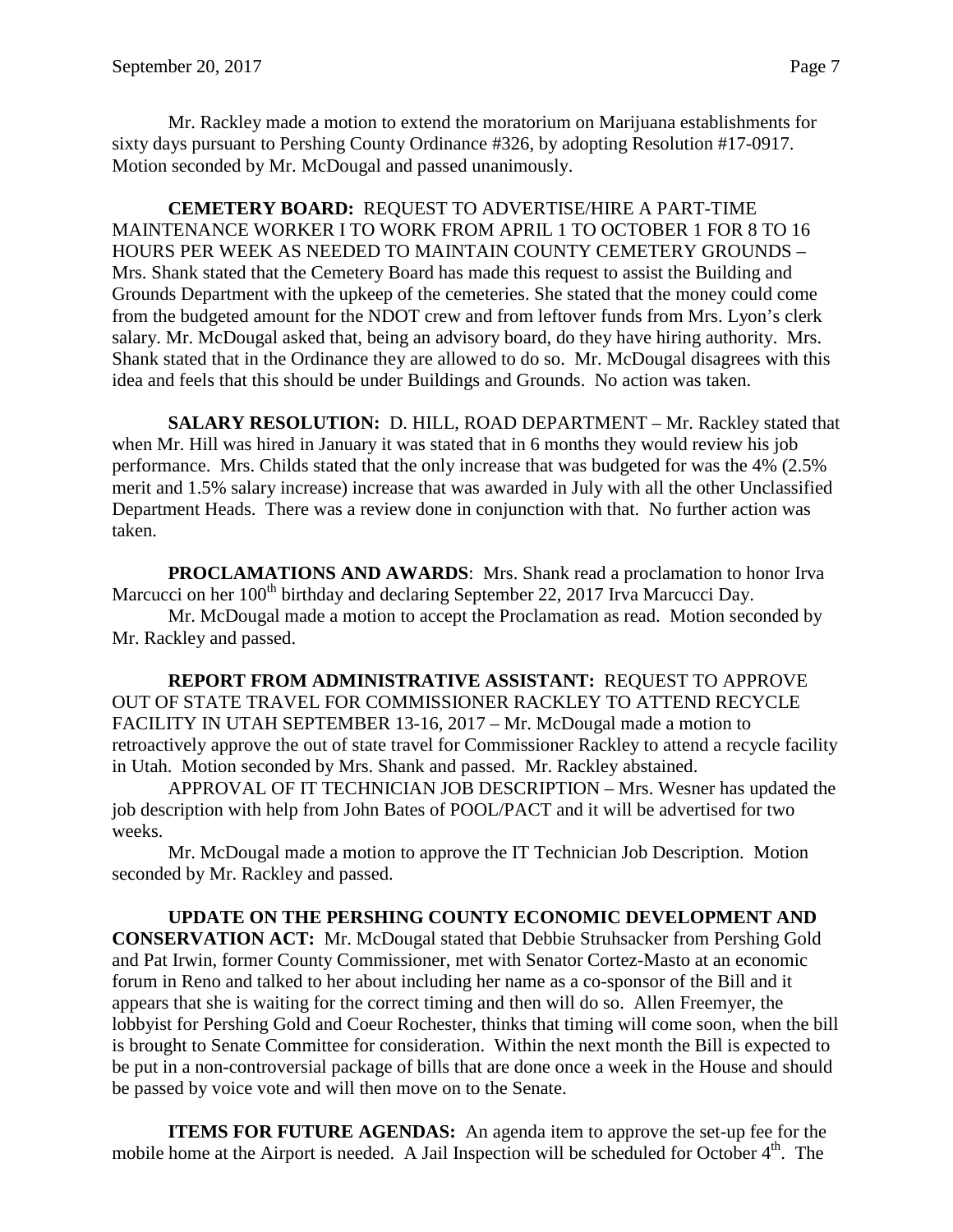Mr. Rackley made a motion to extend the moratorium on Marijuana establishments for sixty days pursuant to Pershing County Ordinance #326, by adopting Resolution #17-0917. Motion seconded by Mr. McDougal and passed unanimously.

**CEMETERY BOARD:** REQUEST TO ADVERTISE/HIRE A PART-TIME MAINTENANCE WORKER I TO WORK FROM APRIL 1 TO OCTOBER 1 FOR 8 TO 16 HOURS PER WEEK AS NEEDED TO MAINTAIN COUNTY CEMETERY GROUNDS – Mrs. Shank stated that the Cemetery Board has made this request to assist the Building and Grounds Department with the upkeep of the cemeteries. She stated that the money could come from the budgeted amount for the NDOT crew and from leftover funds from Mrs. Lyon's clerk salary. Mr. McDougal asked that, being an advisory board, do they have hiring authority. Mrs. Shank stated that in the Ordinance they are allowed to do so. Mr. McDougal disagrees with this idea and feels that this should be under Buildings and Grounds. No action was taken.

**SALARY RESOLUTION:** D. HILL, ROAD DEPARTMENT – Mr. Rackley stated that when Mr. Hill was hired in January it was stated that in 6 months they would review his job performance. Mrs. Childs stated that the only increase that was budgeted for was the 4% (2.5% merit and 1.5% salary increase) increase that was awarded in July with all the other Unclassified Department Heads. There was a review done in conjunction with that. No further action was taken.

**PROCLAMATIONS AND AWARDS**: Mrs. Shank read a proclamation to honor Irva Marcucci on her 100th birthday and declaring September 22, 2017 Irva Marcucci Day.

Mr. McDougal made a motion to accept the Proclamation as read. Motion seconded by Mr. Rackley and passed.

**REPORT FROM ADMINISTRATIVE ASSISTANT:** REQUEST TO APPROVE OUT OF STATE TRAVEL FOR COMMISSIONER RACKLEY TO ATTEND RECYCLE FACILITY IN UTAH SEPTEMBER 13-16, 2017 – Mr. McDougal made a motion to retroactively approve the out of state travel for Commissioner Rackley to attend a recycle facility in Utah. Motion seconded by Mrs. Shank and passed. Mr. Rackley abstained.

APPROVAL OF IT TECHNICIAN JOB DESCRIPTION – Mrs. Wesner has updated the job description with help from John Bates of POOL/PACT and it will be advertised for two weeks.

Mr. McDougal made a motion to approve the IT Technician Job Description. Motion seconded by Mr. Rackley and passed.

**UPDATE ON THE PERSHING COUNTY ECONOMIC DEVELOPMENT AND CONSERVATION ACT:** Mr. McDougal stated that Debbie Struhsacker from Pershing Gold and Pat Irwin, former County Commissioner, met with Senator Cortez-Masto at an economic forum in Reno and talked to her about including her name as a co-sponsor of the Bill and it appears that she is waiting for the correct timing and then will do so. Allen Freemyer, the lobbyist for Pershing Gold and Coeur Rochester, thinks that timing will come soon, when the bill is brought to Senate Committee for consideration. Within the next month the Bill is expected to be put in a non-controversial package of bills that are done once a week in the House and should be passed by voice vote and will then move on to the Senate.

**ITEMS FOR FUTURE AGENDAS:** An agenda item to approve the set-up fee for the mobile home at the Airport is needed. A Jail Inspection will be scheduled for October 4th. The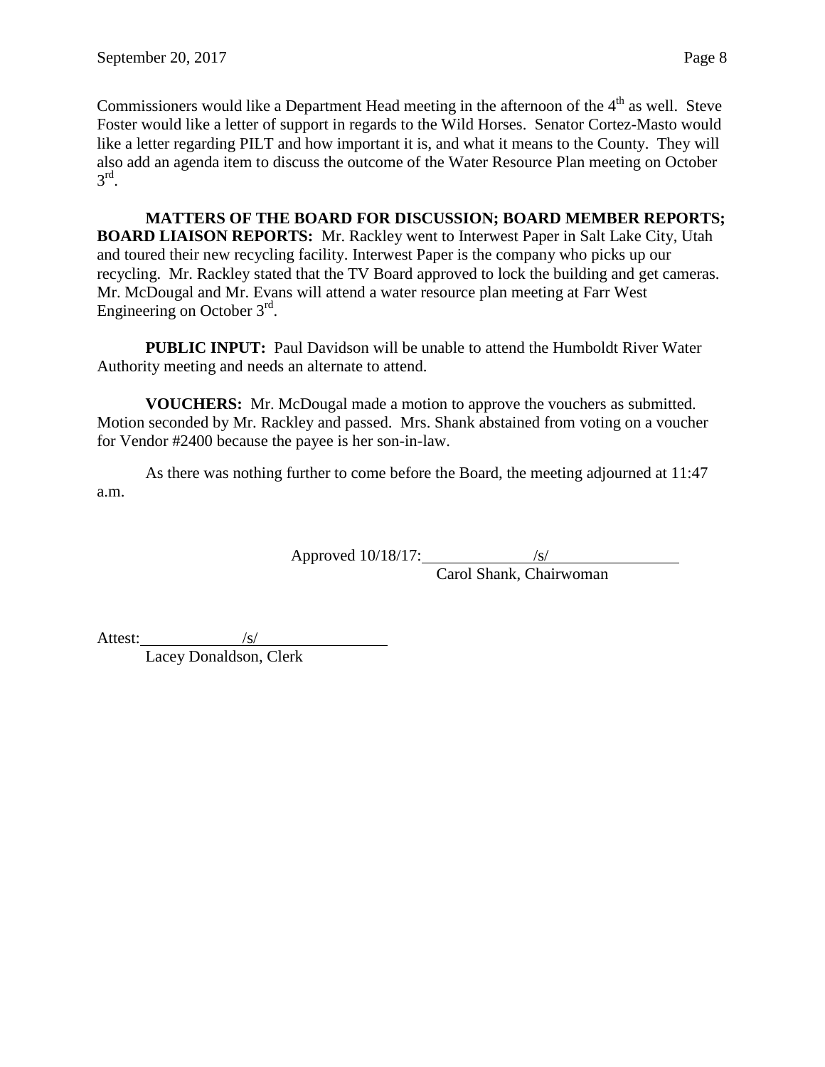Commissioners would like a Department Head meeting in the afternoon of the 4th as well. Steve Foster would like a letter of support in regards to the Wild Horses. Senator Cortez-Masto would like a letter regarding PILT and how important it is, and what it means to the County. They will also add an agenda item to discuss the outcome of the Water Resource Plan meeting on October 3rd.

**MATTERS OF THE BOARD FOR DISCUSSION; BOARD MEMBER REPORTS; BOARD LIAISON REPORTS:** Mr. Rackley went to Interwest Paper in Salt Lake City, Utah and toured their new recycling facility. Interwest Paper is the company who picks up our recycling. Mr. Rackley stated that the TV Board approved to lock the building and get cameras. Mr. McDougal and Mr. Evans will attend a water resource plan meeting at Farr West Engineering on October 3rd.

**PUBLIC INPUT:** Paul Davidson will be unable to attend the Humboldt River Water Authority meeting and needs an alternate to attend.

**VOUCHERS:** Mr. McDougal made a motion to approve the vouchers as submitted. Motion seconded by Mr. Rackley and passed. Mrs. Shank abstained from voting on a voucher for Vendor #2400 because the payee is her son-in-law.

As there was nothing further to come before the Board, the meeting adjourned at 11:47 a.m.

Approved 10/18/17: /s/
Carol Shank, Chairwoman

Attest: /s/
Lacey Donaldson, Clerk